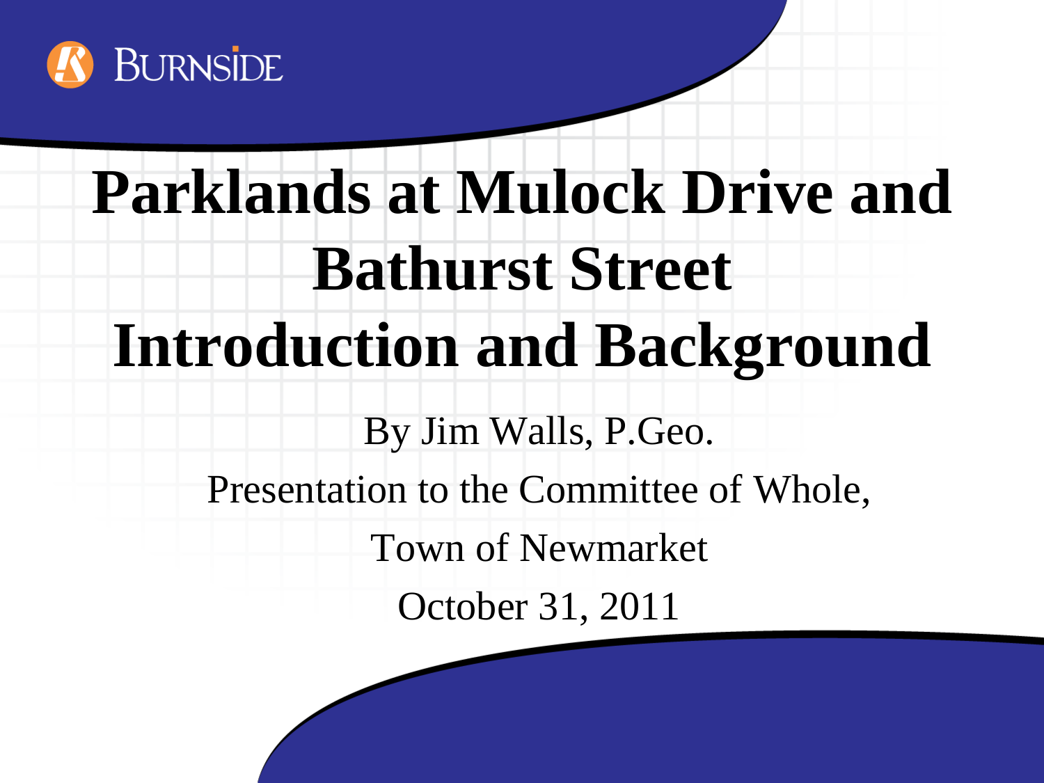BURNSIDE

# Parklands at Mulock Drive and Bathurst Street
# Introduction and Background

By Jim Walls, P.Geo.

Presentation to the Committee of Whole,

Town of Newmarket

October 31, 2011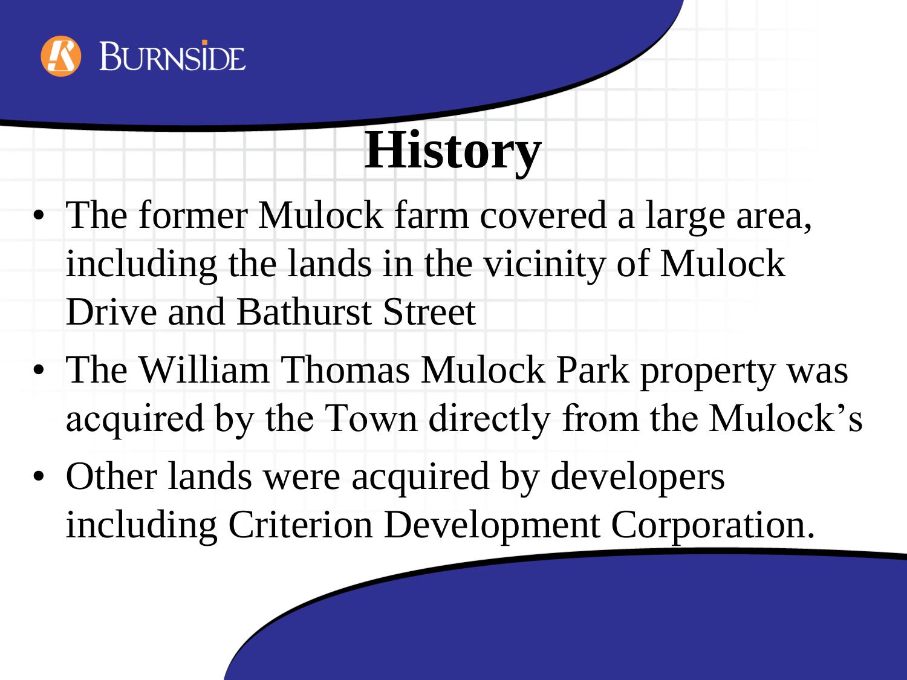# History

- The former Mulock farm covered a large area, including the lands in the vicinity of Mulock Drive and Bathurst Street
- The William Thomas Mulock Park property was acquired by the Town directly from the Mulock's
- Other lands were acquired by developers including Criterion Development Corporation.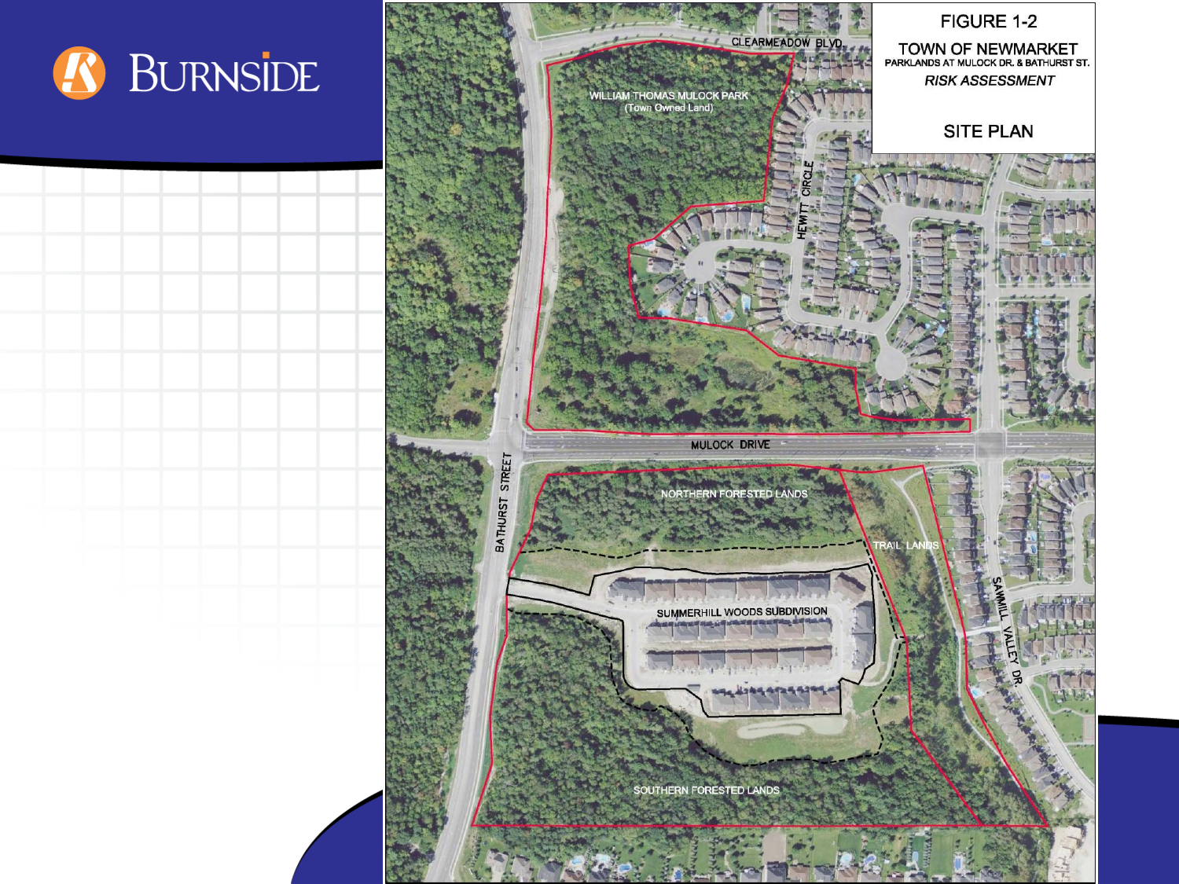# FIGURE 1-2

## TOWN OF NEWMARKET

PARKLANDS AT MULOCK DR. & BATHURST ST.

*RISK ASSESSMENT*

## SITE PLAN

CLEARMEADOW BLVD.

WILLIAM THOMAS MULOCK PARK (Town Owned Land)

HEWITT CIRCLE

MULOCK DRIVE

BATHURST STREET

NORTHERN FORESTED LANDS

TRAIL LANDS

SUMMERHILL WOODS SUBDIVISION

SAWMILL VALLEY DR.

SOUTHERN FORESTED LANDS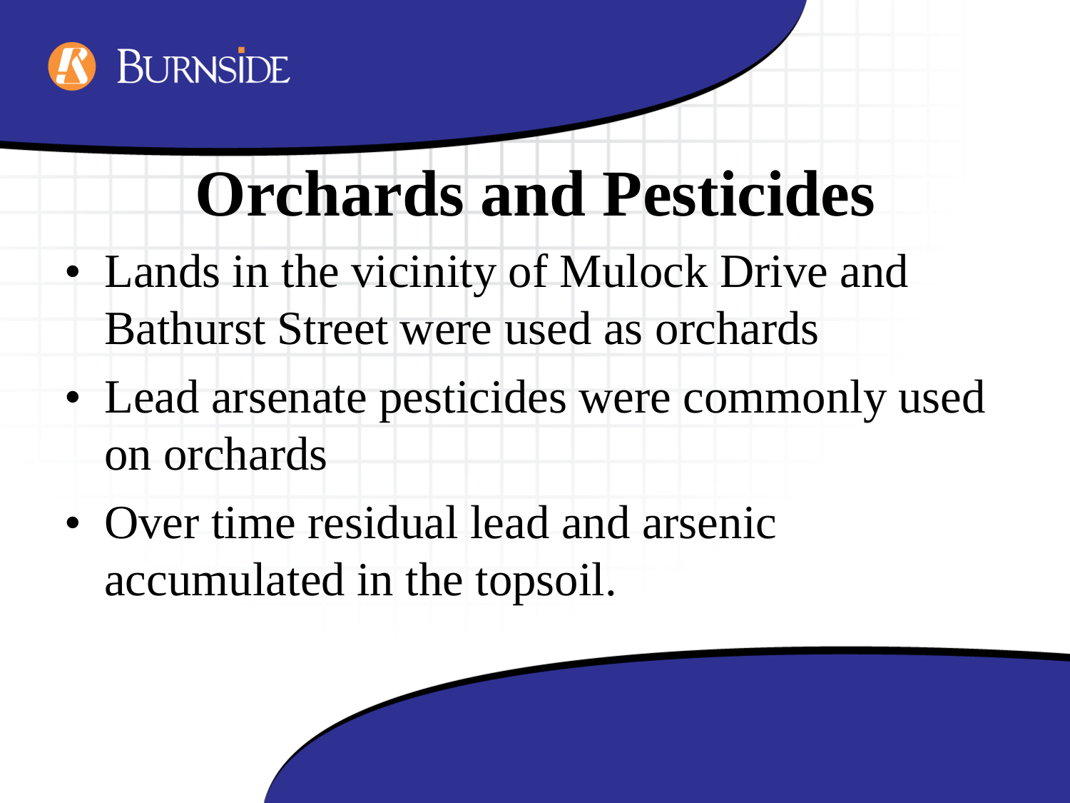# Orchards and Pesticides

- Lands in the vicinity of Mulock Drive and Bathurst Street were used as orchards
- Lead arsenate pesticides were commonly used on orchards
- Over time residual lead and arsenic accumulated in the topsoil.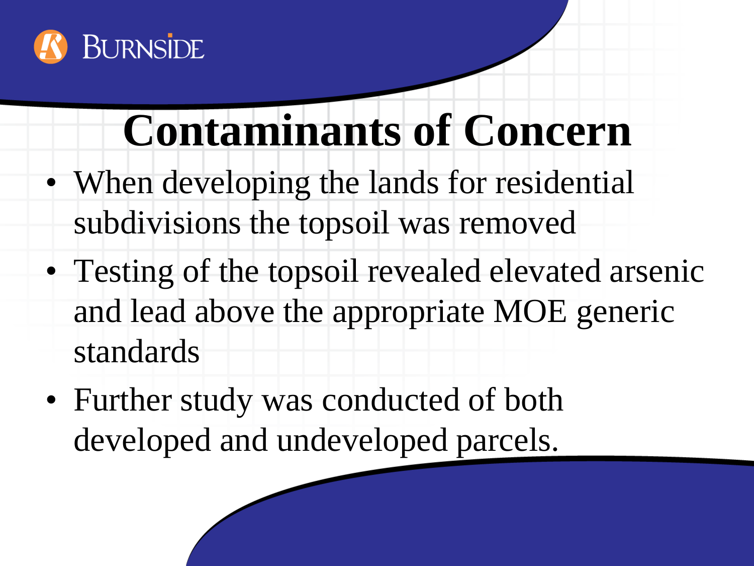# Contaminants of Concern

- When developing the lands for residential subdivisions the topsoil was removed
- Testing of the topsoil revealed elevated arsenic and lead above the appropriate MOE generic standards
- Further study was conducted of both developed and undeveloped parcels.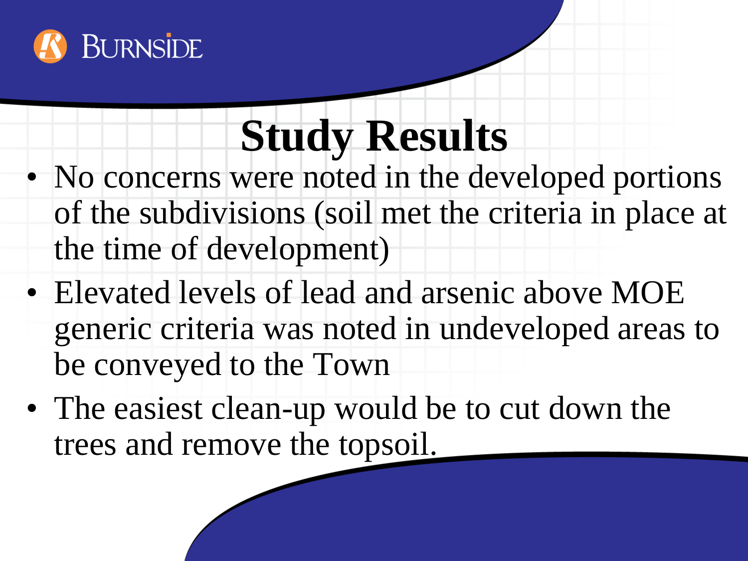# Study Results

- No concerns were noted in the developed portions of the subdivisions (soil met the criteria in place at the time of development)
- Elevated levels of lead and arsenic above MOE generic criteria was noted in undeveloped areas to be conveyed to the Town
- The easiest clean-up would be to cut down the trees and remove the topsoil.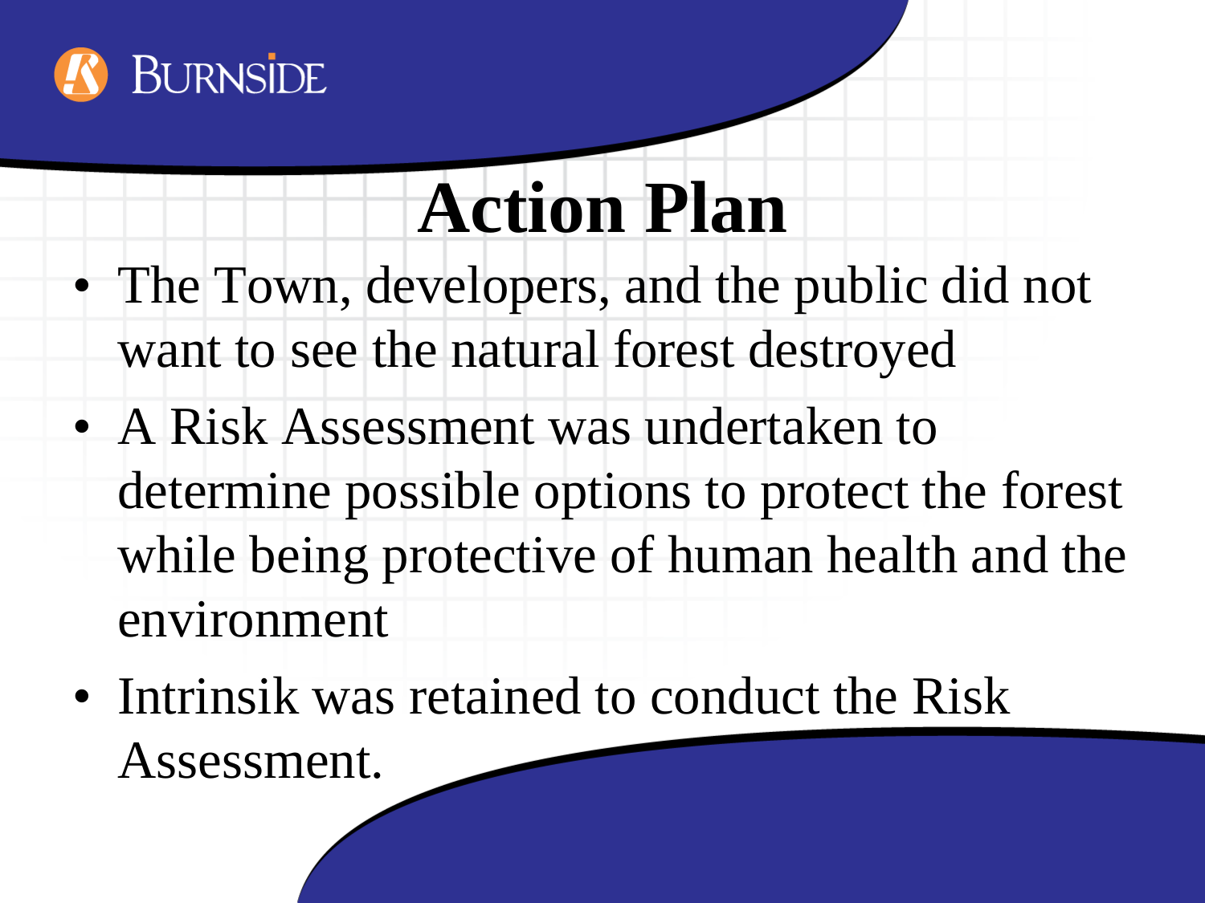BURNSIDE

# Action Plan

- The Town, developers, and the public did not want to see the natural forest destroyed
- A Risk Assessment was undertaken to determine possible options to protect the forest while being protective of human health and the environment
- Intrinsik was retained to conduct the Risk Assessment.